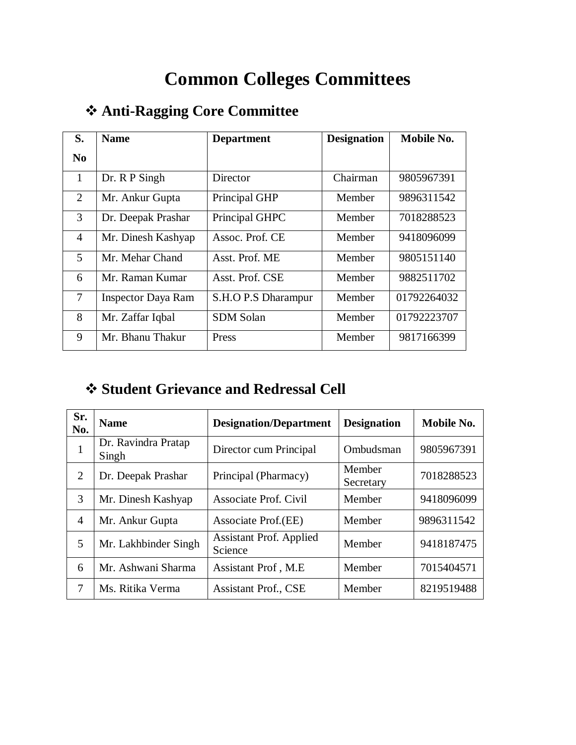# Common Colleges Committees

## ❖ Anti-Ragging Core Committee

| S. No | Name | Department | Designation | Mobile No. |
|---|---|---|---|---|
| 1 | Dr. R P Singh | Director | Chairman | 9805967391 |
| 2 | Mr. Ankur Gupta | Principal GHP | Member | 9896311542 |
| 3 | Dr. Deepak Prashar | Principal GHPC | Member | 7018288523 |
| 4 | Mr. Dinesh Kashyap | Assoc. Prof. CE | Member | 9418096099 |
| 5 | Mr. Mehar Chand | Asst. Prof. ME | Member | 9805151140 |
| 6 | Mr. Raman Kumar | Asst. Prof. CSE | Member | 9882511702 |
| 7 | Inspector Daya Ram | S.H.O P.S Dharampur | Member | 01792264032 |
| 8 | Mr. Zaffar Iqbal | SDM Solan | Member | 01792223707 |
| 9 | Mr. Bhanu Thakur | Press | Member | 9817166399 |

## ❖ Student Grievance and Redressal Cell

| Sr. No. | Name | Designation/Department | Designation | Mobile No. |
|---|---|---|---|---|
| 1 | Dr. Ravindra Pratap Singh | Director cum Principal | Ombudsman | 9805967391 |
| 2 | Dr. Deepak Prashar | Principal (Pharmacy) | Member Secretary | 7018288523 |
| 3 | Mr. Dinesh Kashyap | Associate Prof. Civil | Member | 9418096099 |
| 4 | Mr. Ankur Gupta | Associate Prof.(EE) | Member | 9896311542 |
| 5 | Mr. Lakhbinder Singh | Assistant Prof. Applied Science | Member | 9418187475 |
| 6 | Mr. Ashwani Sharma | Assistant Prof , M.E | Member | 7015404571 |
| 7 | Ms. Ritika Verma | Assistant Prof., CSE | Member | 8219519488 |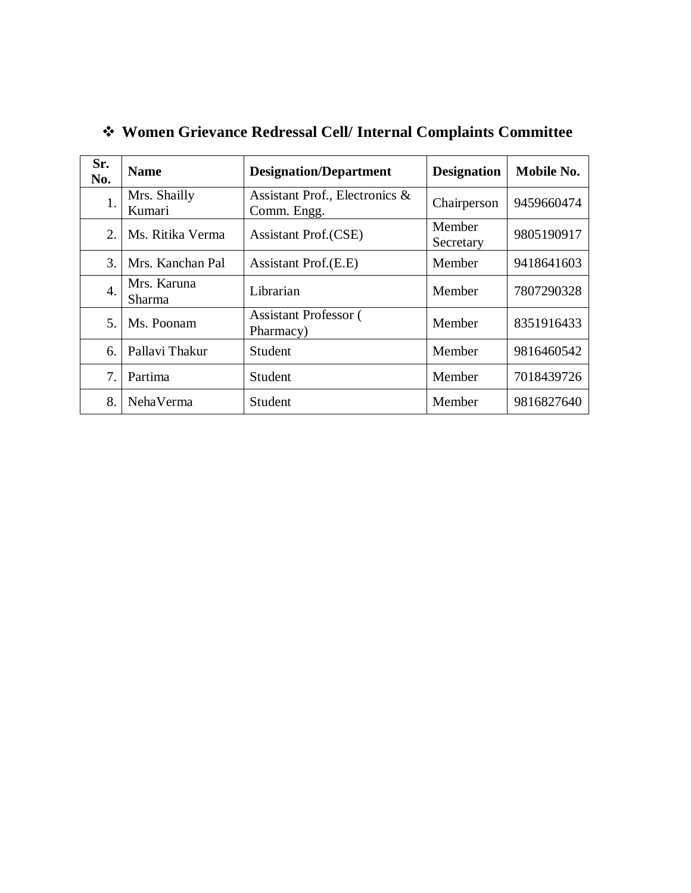- **Women Grievance Redressal Cell/ Internal Complaints Committee**

| Sr. No. | Name | Designation/Department | Designation | Mobile No. |
|---|---|---|---|---|
| 1. | Mrs. Shailly Kumari | Assistant Prof., Electronics & Comm. Engg. | Chairperson | 9459660474 |
| 2. | Ms. Ritika Verma | Assistant Prof.(CSE) | Member Secretary | 9805190917 |
| 3. | Mrs. Kanchan Pal | Assistant Prof.(E.E) | Member | 9418641603 |
| 4. | Mrs. Karuna Sharma | Librarian | Member | 7807290328 |
| 5. | Ms. Poonam | Assistant Professor ( Pharmacy) | Member | 8351916433 |
| 6. | Pallavi Thakur | Student | Member | 9816460542 |
| 7. | Partima | Student | Member | 7018439726 |
| 8. | NehaVerma | Student | Member | 9816827640 |